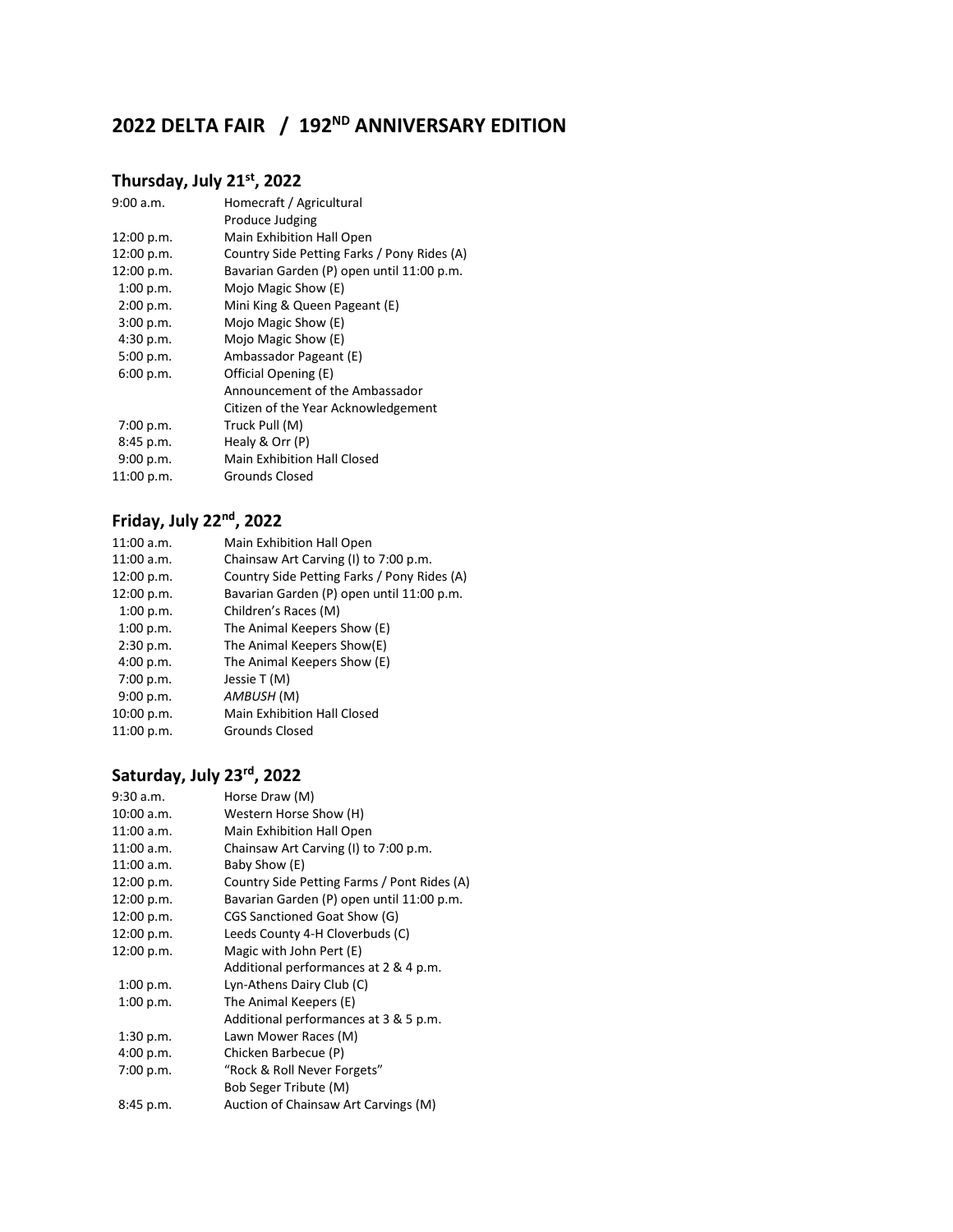# 2022 DELTA FAIR / 192ND ANNIVERSARY EDITION

## Thursday, July 21st, 2022

| | |
|---|---|
| 9:00 a.m. | Homecraft / Agricultural Produce Judging |
| 12:00 p.m. | Main Exhibition Hall Open |
| 12:00 p.m. | Country Side Petting Farks / Pony Rides (A) |
| 12:00 p.m. | Bavarian Garden (P) open until 11:00 p.m. |
| 1:00 p.m. | Mojo Magic Show (E) |
| 2:00 p.m. | Mini King & Queen Pageant (E) |
| 3:00 p.m. | Mojo Magic Show (E) |
| 4:30 p.m. | Mojo Magic Show (E) |
| 5:00 p.m. | Ambassador Pageant (E) |
| 6:00 p.m. | Official Opening (E)<br>Announcement of the Ambassador<br>Citizen of the Year Acknowledgement |
| 7:00 p.m. | Truck Pull (M) |
| 8:45 p.m. | Healy & Orr (P) |
| 9:00 p.m. | Main Exhibition Hall Closed |
| 11:00 p.m. | Grounds Closed |

## Friday, July 22nd, 2022

| | |
|---|---|
| 11:00 a.m. | Main Exhibition Hall Open |
| 11:00 a.m. | Chainsaw Art Carving (I) to 7:00 p.m. |
| 12:00 p.m. | Country Side Petting Farks / Pony Rides (A) |
| 12:00 p.m. | Bavarian Garden (P) open until 11:00 p.m. |
| 1:00 p.m. | Children's Races (M) |
| 1:00 p.m. | The Animal Keepers Show (E) |
| 2:30 p.m. | The Animal Keepers Show(E) |
| 4:00 p.m. | The Animal Keepers Show (E) |
| 7:00 p.m. | Jessie T (M) |
| 9:00 p.m. | *AMBUSH* (M) |
| 10:00 p.m. | Main Exhibition Hall Closed |
| 11:00 p.m. | Grounds Closed |

## Saturday, July 23rd, 2022

| | |
|---|---|
| 9:30 a.m. | Horse Draw (M) |
| 10:00 a.m. | Western Horse Show (H) |
| 11:00 a.m. | Main Exhibition Hall Open |
| 11:00 a.m. | Chainsaw Art Carving (I) to 7:00 p.m. |
| 11:00 a.m. | Baby Show (E) |
| 12:00 p.m. | Country Side Petting Farms / Pont Rides (A) |
| 12:00 p.m. | Bavarian Garden (P) open until 11:00 p.m. |
| 12:00 p.m. | CGS Sanctioned Goat Show (G) |
| 12:00 p.m. | Leeds County 4-H Cloverbuds (C) |
| 12:00 p.m. | Magic with John Pert (E)<br>Additional performances at 2 & 4 p.m. |
| 1:00 p.m. | Lyn-Athens Dairy Club (C) |
| 1:00 p.m. | The Animal Keepers (E)<br>Additional performances at 3 & 5 p.m. |
| 1:30 p.m. | Lawn Mower Races (M) |
| 4:00 p.m. | Chicken Barbecue (P) |
| 7:00 p.m. | "Rock & Roll Never Forgets"<br>Bob Seger Tribute (M) |
| 8:45 p.m. | Auction of Chainsaw Art Carvings (M) |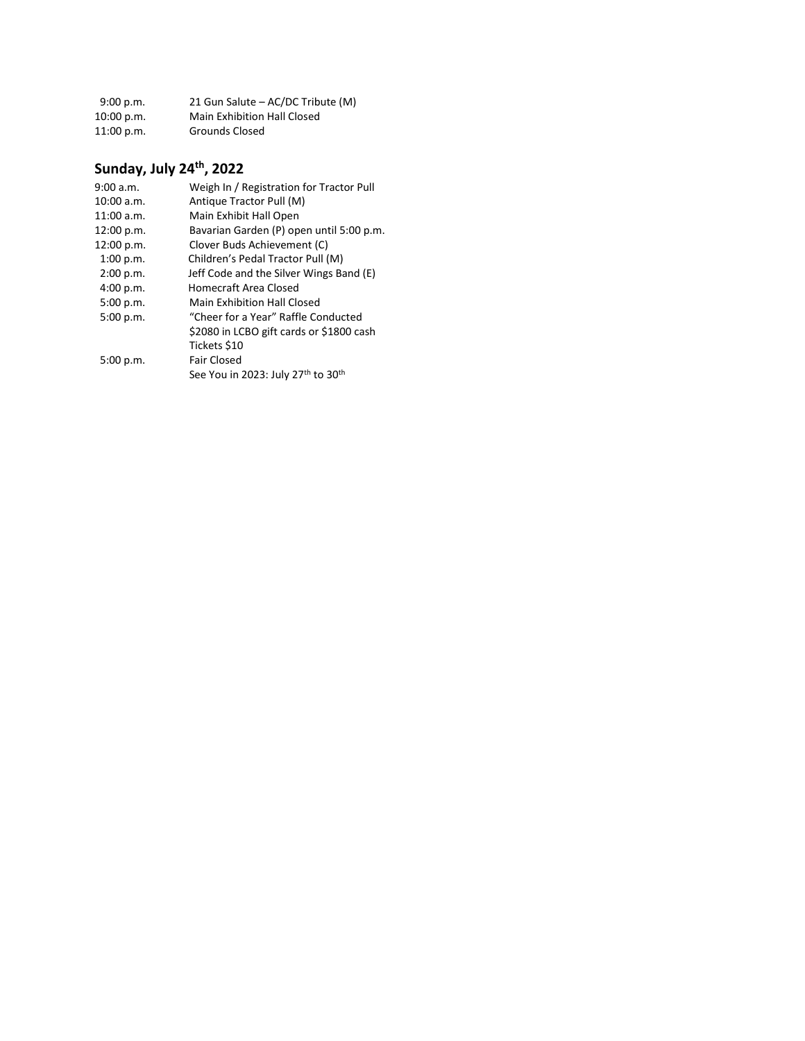| | |
|---|---|
| 9:00 p.m. | 21 Gun Salute – AC/DC Tribute (M) |
| 10:00 p.m. | Main Exhibition Hall Closed |
| 11:00 p.m. | Grounds Closed |

## Sunday, July 24th, 2022

| | |
|---|---|
| 9:00 a.m. | Weigh In / Registration for Tractor Pull |
| 10:00 a.m. | Antique Tractor Pull (M) |
| 11:00 a.m. | Main Exhibit Hall Open |
| 12:00 p.m. | Bavarian Garden (P) open until 5:00 p.m. |
| 12:00 p.m. | Clover Buds Achievement (C) |
| 1:00 p.m. | Children's Pedal Tractor Pull (M) |
| 2:00 p.m. | Jeff Code and the Silver Wings Band (E) |
| 4:00 p.m. | Homecraft Area Closed |
| 5:00 p.m. | Main Exhibition Hall Closed |
| 5:00 p.m. | "Cheer for a Year" Raffle Conducted<br>$2080 in LCBO gift cards or $1800 cash<br>Tickets $10 |
| 5:00 p.m. | Fair Closed<br>See You in 2023: July 27th to 30th |